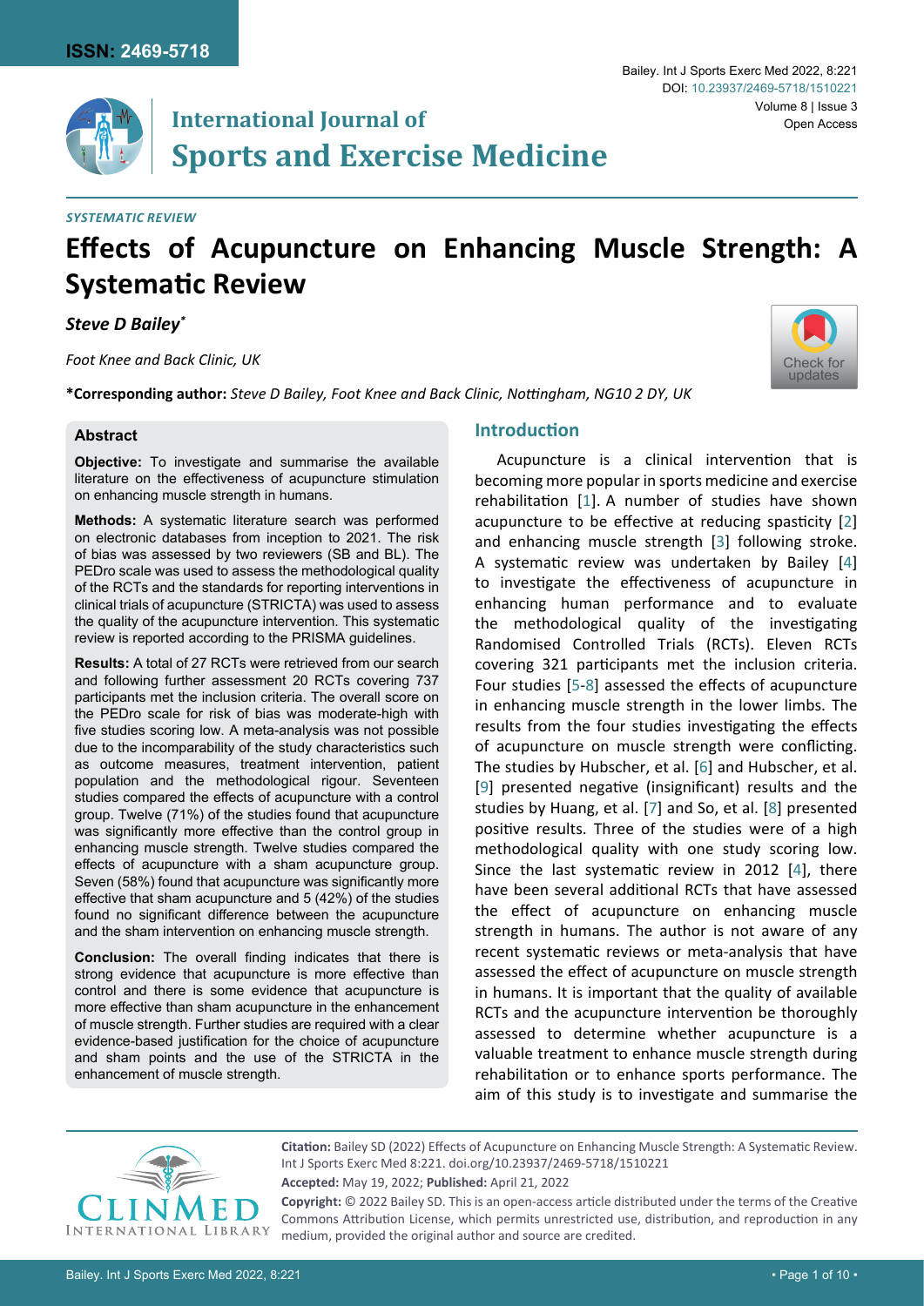SYSTEMATIC REVIEW

# Effects of Acupuncture on Enhancing Muscle Strength: A Systematic Review

***Steve D Bailey****

*Foot Knee and Back Clinic, UK*

**\*Corresponding author:** *Steve D Bailey, Foot Knee and Back Clinic, Nottingham, NG10 2 DY, UK*

## Abstract

**Objective:** To investigate and summarise the available literature on the effectiveness of acupuncture stimulation on enhancing muscle strength in humans.

**Methods:** A systematic literature search was performed on electronic databases from inception to 2021. The risk of bias was assessed by two reviewers (SB and BL). The PEDro scale was used to assess the methodological quality of the RCTs and the standards for reporting interventions in clinical trials of acupuncture (STRICTA) was used to assess the quality of the acupuncture intervention. This systematic review is reported according to the PRISMA guidelines.

**Results:** A total of 27 RCTs were retrieved from our search and following further assessment 20 RCTs covering 737 participants met the inclusion criteria. The overall score on the PEDro scale for risk of bias was moderate-high with five studies scoring low. A meta-analysis was not possible due to the incomparability of the study characteristics such as outcome measures, treatment intervention, patient population and the methodological rigour. Seventeen studies compared the effects of acupuncture with a control group. Twelve (71%) of the studies found that acupuncture was significantly more effective than the control group in enhancing muscle strength. Twelve studies compared the effects of acupuncture with a sham acupuncture group. Seven (58%) found that acupuncture was significantly more effective that sham acupuncture and 5 (42%) of the studies found no significant difference between the acupuncture and the sham intervention on enhancing muscle strength.

**Conclusion:** The overall finding indicates that there is strong evidence that acupuncture is more effective than control and there is some evidence that acupuncture is more effective than sham acupuncture in the enhancement of muscle strength. Further studies are required with a clear evidence-based justification for the choice of acupuncture and sham points and the use of the STRICTA in the enhancement of muscle strength.

## Introduction

Acupuncture is a clinical intervention that is becoming more popular in sports medicine and exercise rehabilitation [1]. A number of studies have shown acupuncture to be effective at reducing spasticity [2] and enhancing muscle strength [3] following stroke. A systematic review was undertaken by Bailey [4] to investigate the effectiveness of acupuncture in enhancing human performance and to evaluate the methodological quality of the investigating Randomised Controlled Trials (RCTs). Eleven RCTs covering 321 participants met the inclusion criteria. Four studies [5-8] assessed the effects of acupuncture in enhancing muscle strength in the lower limbs. The results from the four studies investigating the effects of acupuncture on muscle strength were conflicting. The studies by Hubscher, et al. [6] and Hubscher, et al. [9] presented negative (insignificant) results and the studies by Huang, et al. [7] and So, et al. [8] presented positive results. Three of the studies were of a high methodological quality with one study scoring low. Since the last systematic review in 2012 [4], there have been several additional RCTs that have assessed the effect of acupuncture on enhancing muscle strength in humans. The author is not aware of any recent systematic reviews or meta-analysis that have assessed the effect of acupuncture on muscle strength in humans. It is important that the quality of available RCTs and the acupuncture intervention be thoroughly assessed to determine whether acupuncture is a valuable treatment to enhance muscle strength during rehabilitation or to enhance sports performance. The aim of this study is to investigate and summarise the

**Citation:** Bailey SD (2022) Effects of Acupuncture on Enhancing Muscle Strength: A Systematic Review. Int J Sports Exerc Med 8:221. doi.org/10.23937/2469-5718/1510221

**Accepted:** May 19, 2022; **Published:** April 21, 2022

**Copyright:** © 2022 Bailey SD. This is an open-access article distributed under the terms of the Creative Commons Attribution License, which permits unrestricted use, distribution, and reproduction in any medium, provided the original author and source are credited.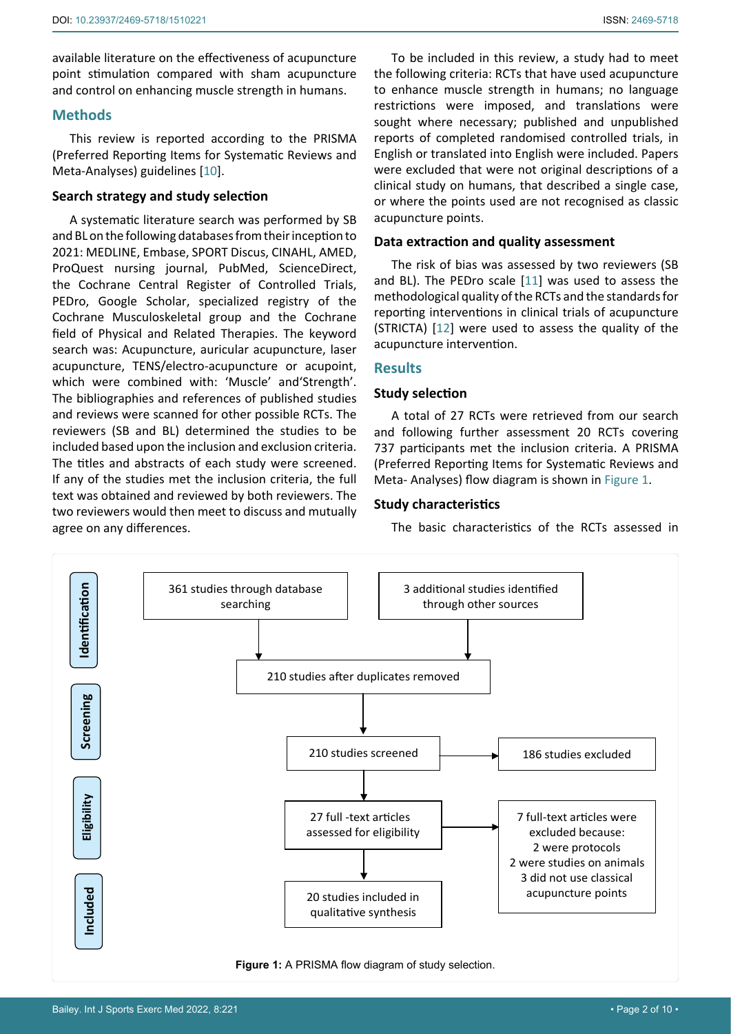available literature on the effectiveness of acupuncture point stimulation compared with sham acupuncture and control on enhancing muscle strength in humans.

## Methods

This review is reported according to the PRISMA (Preferred Reporting Items for Systematic Reviews and Meta-Analyses) guidelines [10].

### Search strategy and study selection

A systematic literature search was performed by SB and BL on the following databases from their inception to 2021: MEDLINE, Embase, SPORT Discus, CINAHL, AMED, ProQuest nursing journal, PubMed, ScienceDirect, the Cochrane Central Register of Controlled Trials, PEDro, Google Scholar, specialized registry of the Cochrane Musculoskeletal group and the Cochrane field of Physical and Related Therapies. The keyword search was: Acupuncture, auricular acupuncture, laser acupuncture, TENS/electro-acupuncture or acupoint, which were combined with: 'Muscle' and'Strength'. The bibliographies and references of published studies and reviews were scanned for other possible RCTs. The reviewers (SB and BL) determined the studies to be included based upon the inclusion and exclusion criteria. The titles and abstracts of each study were screened. If any of the studies met the inclusion criteria, the full text was obtained and reviewed by both reviewers. The two reviewers would then meet to discuss and mutually agree on any differences.

To be included in this review, a study had to meet the following criteria: RCTs that have used acupuncture to enhance muscle strength in humans; no language restrictions were imposed, and translations were sought where necessary; published and unpublished reports of completed randomised controlled trials, in English or translated into English were included. Papers were excluded that were not original descriptions of a clinical study on humans, that described a single case, or where the points used are not recognised as classic acupuncture points.

### Data extraction and quality assessment

The risk of bias was assessed by two reviewers (SB and BL). The PEDro scale [11] was used to assess the methodological quality of the RCTs and the standards for reporting interventions in clinical trials of acupuncture (STRICTA) [12] were used to assess the quality of the acupuncture intervention.

## Results

### Study selection

A total of 27 RCTs were retrieved from our search and following further assessment 20 RCTs covering 737 participants met the inclusion criteria. A PRISMA (Preferred Reporting Items for Systematic Reviews and Meta- Analyses) flow diagram is shown in Figure 1.

### Study characteristics

The basic characteristics of the RCTs assessed in

**Identification**
- 361 studies through database searching
- 3 additional studies identified through other sources

→ 210 studies after duplicates removed

**Screening**
- 210 studies screened → 186 studies excluded

**Eligibility**
- 27 full -text articles assessed for eligibility → 7 full-text articles were excluded because: 2 were protocols; 2 were studies on animals; 3 did not use classical acupuncture points

**Included**
- 20 studies included in qualitative synthesis

**Figure 1:** A PRISMA flow diagram of study selection.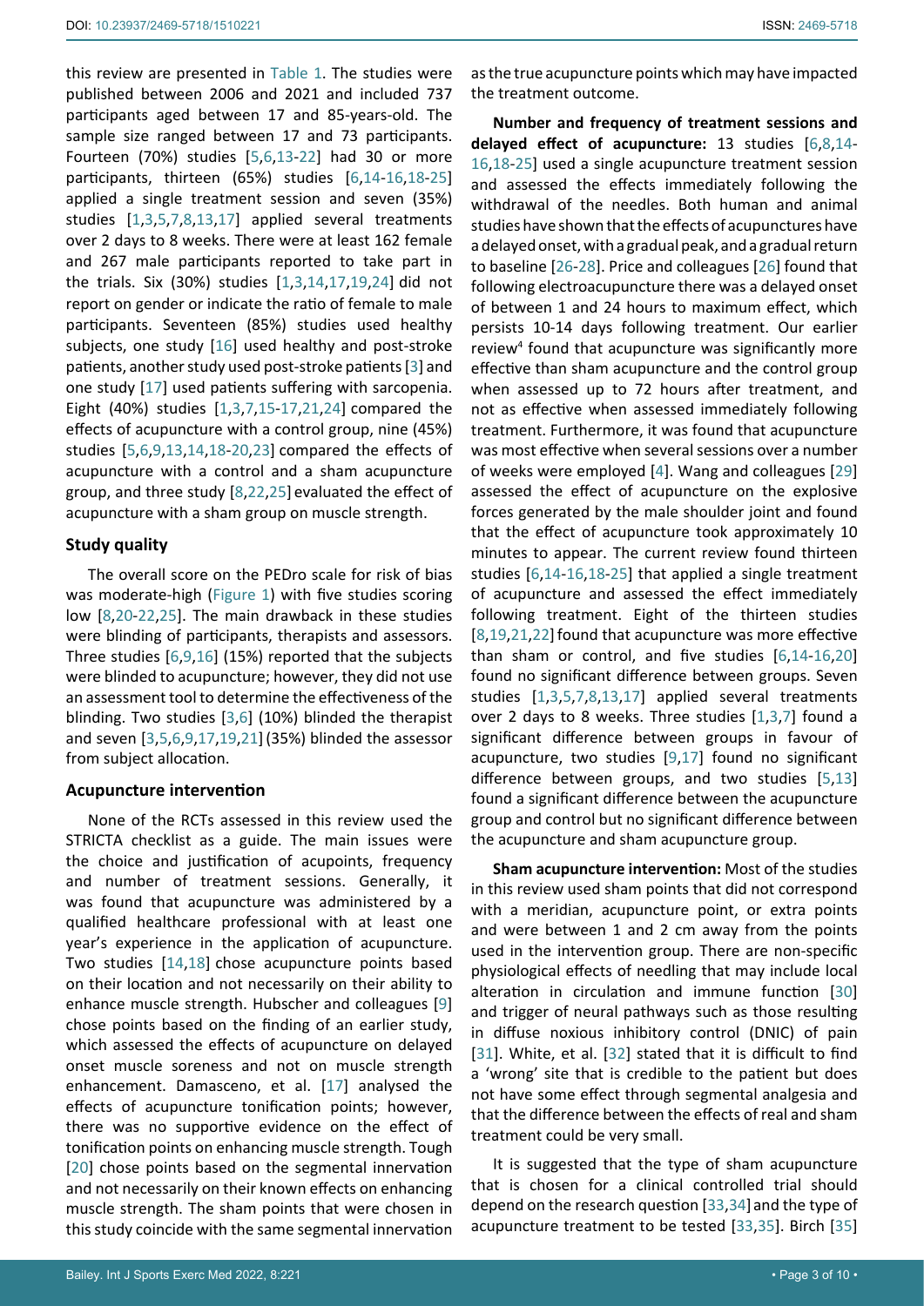this review are presented in Table 1. The studies were published between 2006 and 2021 and included 737 participants aged between 17 and 85-years-old. The sample size ranged between 17 and 73 participants. Fourteen (70%) studies [5,6,13-22] had 30 or more participants, thirteen (65%) studies [6,14-16,18-25] applied a single treatment session and seven (35%) studies [1,3,5,7,8,13,17] applied several treatments over 2 days to 8 weeks. There were at least 162 female and 267 male participants reported to take part in the trials. Six (30%) studies [1,3,14,17,19,24] did not report on gender or indicate the ratio of female to male participants. Seventeen (85%) studies used healthy subjects, one study [16] used healthy and post-stroke patients, another study used post-stroke patients [3] and one study [17] used patients suffering with sarcopenia. Eight (40%) studies [1,3,7,15-17,21,24] compared the effects of acupuncture with a control group, nine (45%) studies [5,6,9,13,14,18-20,23] compared the effects of acupuncture with a control and a sham acupuncture group, and three study [8,22,25] evaluated the effect of acupuncture with a sham group on muscle strength.

### Study quality

The overall score on the PEDro scale for risk of bias was moderate-high (Figure 1) with five studies scoring low [8,20-22,25]. The main drawback in these studies were blinding of participants, therapists and assessors. Three studies [6,9,16] (15%) reported that the subjects were blinded to acupuncture; however, they did not use an assessment tool to determine the effectiveness of the blinding. Two studies [3,6] (10%) blinded the therapist and seven [3,5,6,9,17,19,21] (35%) blinded the assessor from subject allocation.

### Acupuncture intervention

None of the RCTs assessed in this review used the STRICTA checklist as a guide. The main issues were the choice and justification of acupoints, frequency and number of treatment sessions. Generally, it was found that acupuncture was administered by a qualified healthcare professional with at least one year's experience in the application of acupuncture. Two studies [14,18] chose acupuncture points based on their location and not necessarily on their ability to enhance muscle strength. Hubscher and colleagues [9] chose points based on the finding of an earlier study, which assessed the effects of acupuncture on delayed onset muscle soreness and not on muscle strength enhancement. Damasceno, et al. [17] analysed the effects of acupuncture tonification points; however, there was no supportive evidence on the effect of tonification points on enhancing muscle strength. Tough [20] chose points based on the segmental innervation and not necessarily on their known effects on enhancing muscle strength. The sham points that were chosen in this study coincide with the same segmental innervation as the true acupuncture points which may have impacted the treatment outcome.

**Number and frequency of treatment sessions and delayed effect of acupuncture:** 13 studies [6,8,14-16,18-25] used a single acupuncture treatment session and assessed the effects immediately following the withdrawal of the needles. Both human and animal studies have shown that the effects of acupunctures have a delayed onset, with a gradual peak, and a gradual return to baseline [26-28]. Price and colleagues [26] found that following electroacupuncture there was a delayed onset of between 1 and 24 hours to maximum effect, which persists 10-14 days following treatment. Our earlier review[4] found that acupuncture was significantly more effective than sham acupuncture and the control group when assessed up to 72 hours after treatment, and not as effective when assessed immediately following treatment. Furthermore, it was found that acupuncture was most effective when several sessions over a number of weeks were employed [4]. Wang and colleagues [29] assessed the effect of acupuncture on the explosive forces generated by the male shoulder joint and found that the effect of acupuncture took approximately 10 minutes to appear. The current review found thirteen studies [6,14-16,18-25] that applied a single treatment of acupuncture and assessed the effect immediately following treatment. Eight of the thirteen studies [8,19,21,22] found that acupuncture was more effective than sham or control, and five studies [6,14-16,20] found no significant difference between groups. Seven studies [1,3,5,7,8,13,17] applied several treatments over 2 days to 8 weeks. Three studies [1,3,7] found a significant difference between groups in favour of acupuncture, two studies [9,17] found no significant difference between groups, and two studies [5,13] found a significant difference between the acupuncture group and control but no significant difference between the acupuncture and sham acupuncture group.

**Sham acupuncture intervention:** Most of the studies in this review used sham points that did not correspond with a meridian, acupuncture point, or extra points and were between 1 and 2 cm away from the points used in the intervention group. There are non-specific physiological effects of needling that may include local alteration in circulation and immune function [30] and trigger of neural pathways such as those resulting in diffuse noxious inhibitory control (DNIC) of pain [31]. White, et al. [32] stated that it is difficult to find a 'wrong' site that is credible to the patient but does not have some effect through segmental analgesia and that the difference between the effects of real and sham treatment could be very small.

It is suggested that the type of sham acupuncture that is chosen for a clinical controlled trial should depend on the research question [33,34] and the type of acupuncture treatment to be tested [33,35]. Birch [35]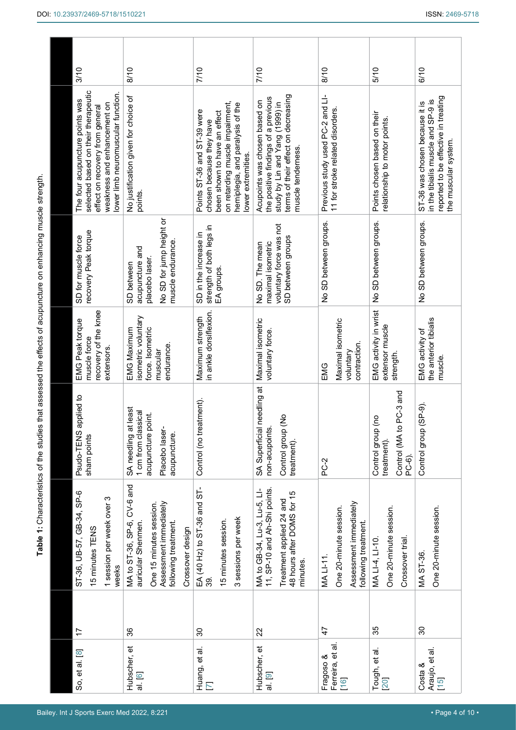**Table 1:** Characteristics of the studies that assessed the effects of acupuncture on enhancing muscle strength.

| | | | | | | | |
|---|---|---|---|---|---|---|---|
| So, et al. [8] | 17 | ST-36, UB-57, GB-34, SP-6 15 minutes TENS 1 session per week over 3 weeks | Psudo-TENS applied to sham points | EMG Peak torque muscle force recovery of the knee extensors. | SD for muscle force recovery Peak torque | The four acupuncture points was selected based on their therapeutic effect on recovery from general weakness and enhancement on lower limb neuromuscular function. | 3/10 |
| Hubscher, et al. [6] | 36 | MA to ST-36, SP-6, CV-6 and auricular Shenmen. One 15 minutes session. Assessment immediately following treatment. Crossover design | SA needling at least 1 cm from classical acupuncture point. Placebo laser-acupuncture. | EMG Maximum isometric voluntary force. Isometric muscular endurance. | SD between acupuncture and placebo laser. No SD for jump height or muscle endurance. | No justification given for choice of points. | 8/10 |
| Huang, et al. [7] | 30 | EA (40 Hz) to ST-36 and ST-39. 15 minutes session. 3 sessions per week | Control (no treatment). | Maximum strength in ankle dorsiflexion. | SD in the increase in strength of both legs in EA groups. | Points ST-36 and ST-39 were chosen because they have been shown to have an effect on retarding muscle impairment, hemiplegia, and paralysis of the lower extremities. | 7/10 |
| Hubscher, et al. [9] | 22 | MA to GB-34, Lu-3, Lu-5, LI-11, SP-10 and Ah-Shi points. Treatment applied 24 and 48 hours after DOMS for 15 minutes. | SA Superficial needling at non-acupoints. Control group (No treatment). | Maximal isometric voluntary force. | No SD. The mean maximal isometric voluntary force was not SD between groups | Acupoints was chosen based on the positive findings of a previous study by Lin and Yang (1999) in terms of their effect on decreasing muscle tenderness. | 7/10 |
| Fragoso & Ferreira, et al. [16] | 47 | MA LI-11. One 20-minute session. Assessment immediately following treatment. | PC-2 | EMG Maximal isometric voluntary contraction. | No SD between groups. | Previous study used PC-2 and LI-11 for stroke related disorders. | 8/10 |
| Tough, et al. [20] | 35 | MA LI-4, LI-10. One 20-minute session. Crossover trial. | Control group (no treatment). Control (MA to PC-3 and PC-6). | EMG activity in wrist extensor muscle strength. | No SD between groups. | Points chosen based on their relationship to motor points. | 5/10 |
| Costa & Araujo, et al. [15] | 30 | MA ST-36. One 20-minute session. | Control group (SP-9). | EMG activity of the anterior tibialis muscle. | No SD between groups. | ST-36 was chosen because it is in the tibialis muscle and SP-9 is reported to be effective in treating the muscular system. | 6/10 |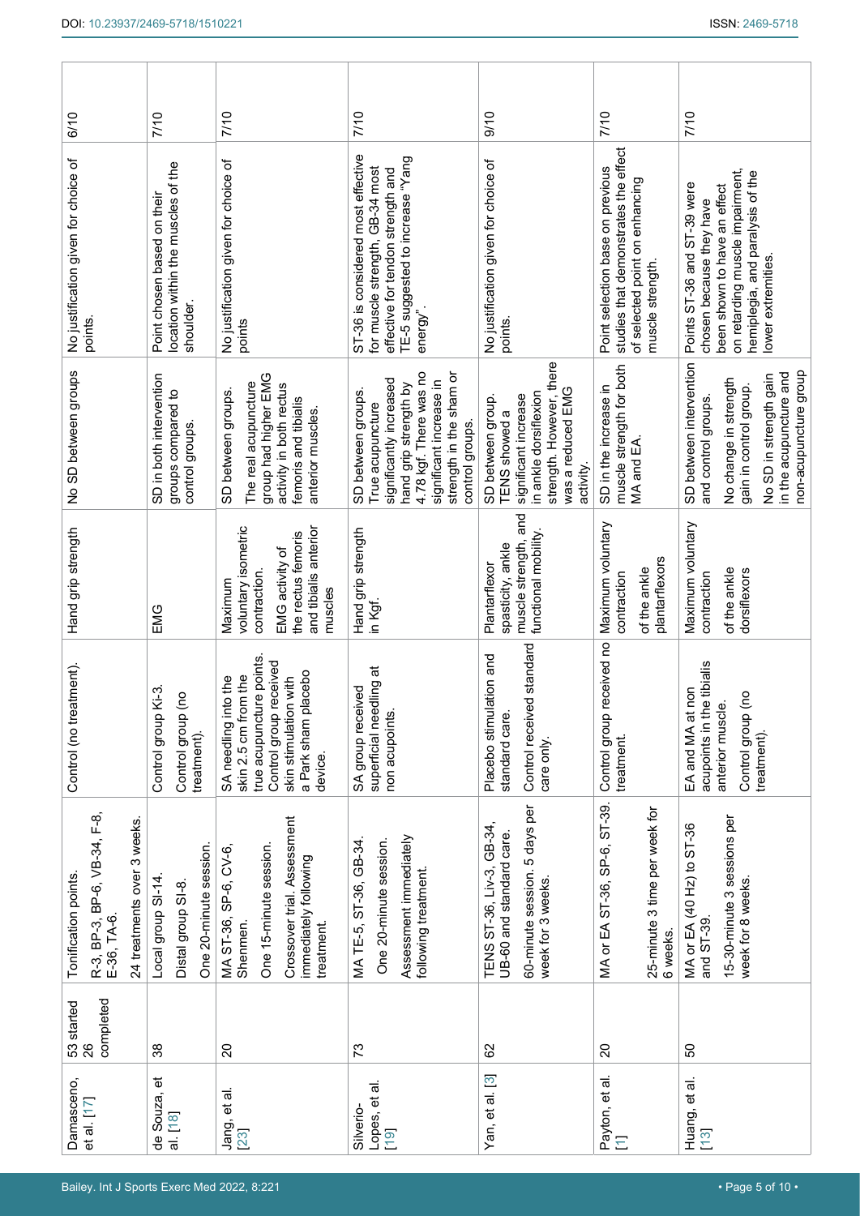| | | | | | | | |
|---|---|---|---|---|---|---|---|
| Damasceno, et al. [17] | 53 started 26 completed | Tonification points. R-3, BP-3, BP-6, VB-34, F-8, E-36, TA-6. 24 treatments over 3 weeks. | Control (no treatment). | Hand grip strength | No SD between groups | No justification given for choice of points. | 6/10 |
| de Souza, et al. [18] | 38 | Local group SI-14. Distal group SI-8. One 20-minute session. | Control group Ki-3. Control group (no treatment). | EMG | SD in both intervention groups compared to control groups. | Point chosen based on their location within the muscles of the shoulder. | 7/10 |
| Jang, et al. [23] | 20 | MA ST-36, SP-6, CV-6, Shenmen. One 15-minute session. Crossover trial. Assessment immediately following treatment. | SA needling into the skin 2.5 cm from the true acupuncture points. Control group received skin stimulation with a Park sham placebo device. | Maximum voluntary isometric contraction. EMG activity of the rectus femoris and tibialis anterior muscles | SD between groups. The real acupuncture group had higher EMG activity in both rectus femoris and tibialis anterior muscles. | No justification given for choice of points | 7/10 |
| Silverio-Lopes, et al. [19] | 73 | MA TE-5, ST-36, GB-34. One 20-minute session. Assessment immediately following treatment. | SA group received superficial needling at non acupoints. | Hand grip strength in Kgf. | SD between groups. True acupuncture significantly increased hand grip strength by 4.78 kgf. There was no significant increase in strength in the sham or control groups. | ST-36 is considered most effective for muscle strength, GB-34 most effective for tendon strength and TE-5 suggested to increase "Yang energy". | 7/10 |
| Yan, et al. [3] | 62 | TENS ST-36, Liv-3, GB-34, UB-60 and standard care. 60-minute session. 5 days per week for 3 weeks. | Placebo stimulation and standard care. Control received standard care only. | Plantarflexor spasticity, ankle muscle strength, and functional mobility. | SD between group. TENS showed a significant increase in ankle dorsiflexion strength. However, there was a reduced EMG activity. | No justification given for choice of points. | 9/10 |
| Payton, et al. [1] | 20 | MA or EA ST-36, SP-6, ST-39. 25-minute 3 time per week for 6 weeks. | Control group received no treatment. | Maximum voluntary contraction of the ankle plantarflexors | SD in the increase in muscle strength for both MA and EA. | Point selection base on previous studies that demonstrates the effect of selected point on enhancing muscle strength. | 7/10 |
| Huang, et al. [13] | 50 | MA or EA (40 Hz) to ST-36 and ST-39. 15-30-minute 3 sessions per week for 8 weeks. | EA and MA at non acupoints in the tibialis anterior muscle. Control group (no treatment). | Maximum voluntary contraction of the ankle dorsiflexors | SD between intervention and control groups. No change in strength gain in control group. No SD in strength gain in the acupuncture and non-acupuncture group | Points ST-36 and ST-39 were chosen because they have been shown to have an effect on retarding muscle impairment, hemiplegia, and paralysis of the lower extremities. | 7/10 |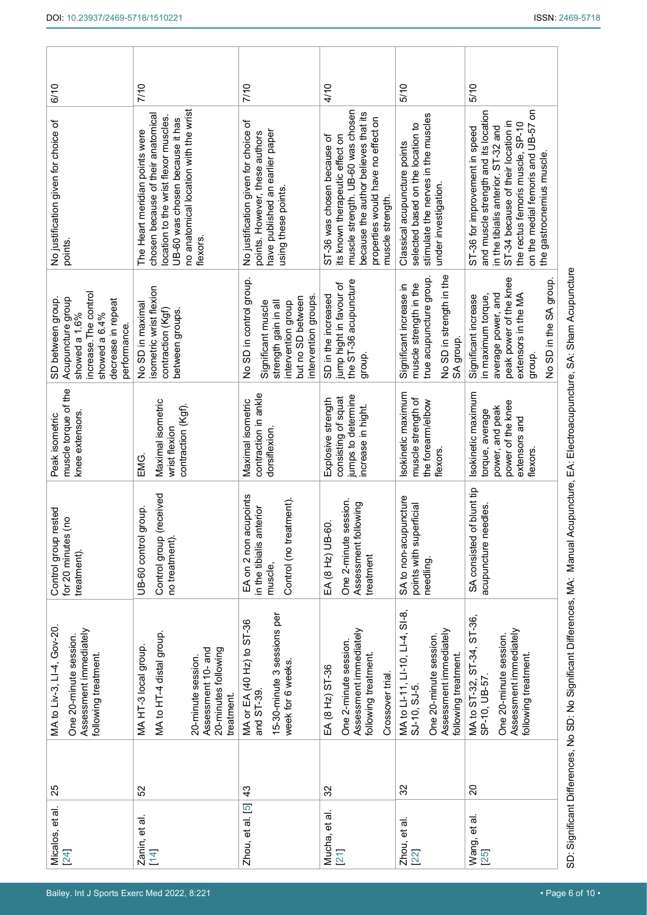| | | | | | | | |
|---|---|---|---|---|---|---|---|
| Micalos, et al. [24] | 25 | MA to Liv-3, LI-4, Gov-20. One 20-minute session. Assessment immediately following treatment. | Control group rested for 20 minutes (no treatment). | Peak isometric muscle torque of the knee extensors. | SD between group. Acupuncture group showed a 1.6% increase. The control showed a 6.4% decrease in repeat performance. | No justification given for choice of points. | 6/10 |
| Zanin, et al. [14] | 52 | MA HT-3 local group. MA to HT-4 distal group. 20-minute session. Assessment 10- and 20-minutes following treatment. | UB-60 control group. Control group (received no treatment). | EMG. Maximal isometric wrist flexion contraction (Kgf). | No SD in maximal isometric wrist flexion contraction (Kgf) between groups. | The Heart meridian points were chosen because of their anatomical location to the wrist flexor muscles. UB-60 was chosen because it has no anatomical location with the wrist flexors. | 7/10 |
| Zhou, et al. [5] | 43 | MA or EA (40 Hz) to ST-36 and ST-39. 15-30-minute 3 sessions per week for 6 weeks. | EA on 2 non acupoints in the tibialis anterior muscle, Control (no treatment). | Maximal isometric contraction in ankle dorsiflexion. | No SD in control group. Significant muscle strength gain in all intervention group but no SD between intervention groups. | No justification given for choice of points. However, these authors have published an earlier paper using these points. | 7/10 |
| Mucha, et al. [21] | 32 | EA (8 Hz) ST-36 One 2-minute session. Assessment immediately following treatment. Crossover trial. | EA (8 Hz) UB-60. One 2-minute session. Assessment following treatment | Explosive strength consisting of squat jumps to determine increase in hight. | SD in the increased jump hight in favour of the ST-36 acupuncture group. | ST-36 was chosen because of its known therapeutic effect on muscle strength. UB-60 was chosen because the author believes that its properties would have no effect on muscle strength. | 4/10 |
| Zhou, et al. [22] | 32 | MA to LI-11, LI-10, LI-4, SI-8, SJ-10, SJ-5. One 20-minute session. Assessment immediately following treatment. | SA to non-acupuncture points with superficial needling. | Isokinetic maximum muscle strength of the forearm/elbow flexors. | Significant increase in muscle strength in the true acupuncture group. No SD in the strength in the SA group. | Classical acupuncture points selected based on the location to stimulate the nerves in the muscles under investigation. | 5/10 |
| Wang, et al. [25] | 20 | MA to ST-32, ST-34, ST-36, SP-10, UB-57. One 20-minute session. Assessment immediately following treatment. | SA consisted of blunt tip acupuncture needles. | Isokinetic maximum torque, average power, and peak power of the knee extensors and flexors. | Significant increase in maximum torque, average power, and peak power of the knee extensors in the MA group. No SD in the SA group. | ST-36 for improvement in speed and muscle strength and its location in the tibialis anterior. ST-32 and ST-34 because of their location in the rectus femoris muscle, SP-10 on the medial femoris and UB-57 on the gastrocnemius muscle. | 5/10 |

SD: Significant Differences, No SD: No Significant Differences, MA: Manual Acupuncture, EA: Electroacupuncture, SA: Sham Acupuncture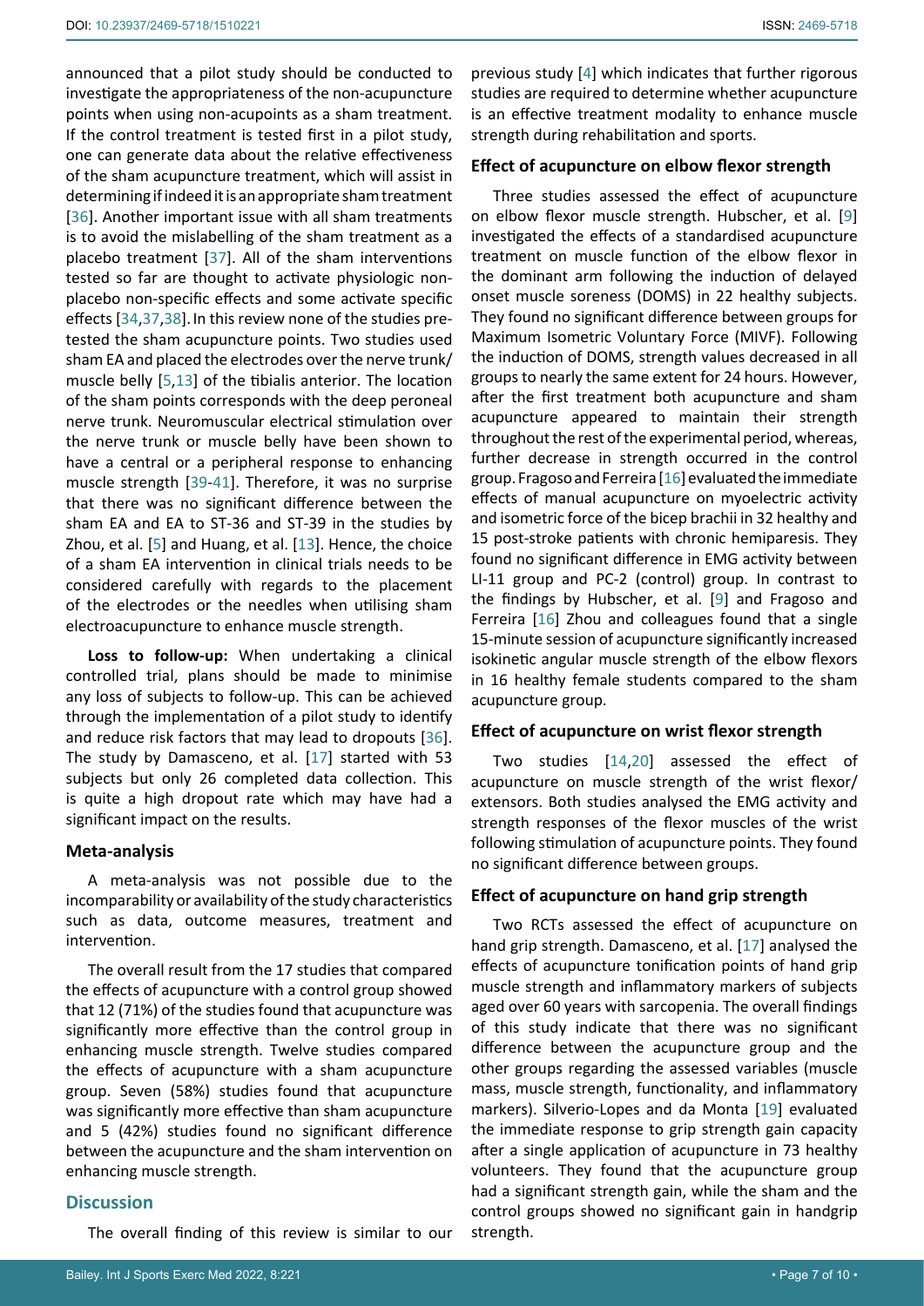announced that a pilot study should be conducted to investigate the appropriateness of the non-acupuncture points when using non-acupoints as a sham treatment. If the control treatment is tested first in a pilot study, one can generate data about the relative effectiveness of the sham acupuncture treatment, which will assist in determining if indeed it is an appropriate sham treatment [36]. Another important issue with all sham treatments is to avoid the mislabelling of the sham treatment as a placebo treatment [37]. All of the sham interventions tested so far are thought to activate physiologic non-placebo non-specific effects and some activate specific effects [34,37,38]. In this review none of the studies pre-tested the sham acupuncture points. Two studies used sham EA and placed the electrodes over the nerve trunk/muscle belly [5,13] of the tibialis anterior. The location of the sham points corresponds with the deep peroneal nerve trunk. Neuromuscular electrical stimulation over the nerve trunk or muscle belly have been shown to have a central or a peripheral response to enhancing muscle strength [39-41]. Therefore, it was no surprise that there was no significant difference between the sham EA and EA to ST-36 and ST-39 in the studies by Zhou, et al. [5] and Huang, et al. [13]. Hence, the choice of a sham EA intervention in clinical trials needs to be considered carefully with regards to the placement of the electrodes or the needles when utilising sham electroacupuncture to enhance muscle strength.

**Loss to follow-up:** When undertaking a clinical controlled trial, plans should be made to minimise any loss of subjects to follow-up. This can be achieved through the implementation of a pilot study to identify and reduce risk factors that may lead to dropouts [36]. The study by Damasceno, et al. [17] started with 53 subjects but only 26 completed data collection. This is quite a high dropout rate which may have had a significant impact on the results.

### Meta-analysis

A meta-analysis was not possible due to the incomparability or availability of the study characteristics such as data, outcome measures, treatment and intervention.

The overall result from the 17 studies that compared the effects of acupuncture with a control group showed that 12 (71%) of the studies found that acupuncture was significantly more effective than the control group in enhancing muscle strength. Twelve studies compared the effects of acupuncture with a sham acupuncture group. Seven (58%) studies found that acupuncture was significantly more effective than sham acupuncture and 5 (42%) studies found no significant difference between the acupuncture and the sham intervention on enhancing muscle strength.

## Discussion

The overall finding of this review is similar to our previous study [4] which indicates that further rigorous studies are required to determine whether acupuncture is an effective treatment modality to enhance muscle strength during rehabilitation and sports.

### Effect of acupuncture on elbow flexor strength

Three studies assessed the effect of acupuncture on elbow flexor muscle strength. Hubscher, et al. [9] investigated the effects of a standardised acupuncture treatment on muscle function of the elbow flexor in the dominant arm following the induction of delayed onset muscle soreness (DOMS) in 22 healthy subjects. They found no significant difference between groups for Maximum Isometric Voluntary Force (MIVF). Following the induction of DOMS, strength values decreased in all groups to nearly the same extent for 24 hours. However, after the first treatment both acupuncture and sham acupuncture appeared to maintain their strength throughout the rest of the experimental period, whereas, further decrease in strength occurred in the control group. Fragoso and Ferreira [16] evaluated the immediate effects of manual acupuncture on myoelectric activity and isometric force of the bicep brachii in 32 healthy and 15 post-stroke patients with chronic hemiparesis. They found no significant difference in EMG activity between LI-11 group and PC-2 (control) group. In contrast to the findings by Hubscher, et al. [9] and Fragoso and Ferreira [16] Zhou and colleagues found that a single 15-minute session of acupuncture significantly increased isokinetic angular muscle strength of the elbow flexors in 16 healthy female students compared to the sham acupuncture group.

### Effect of acupuncture on wrist flexor strength

Two studies [14,20] assessed the effect of acupuncture on muscle strength of the wrist flexor/extensors. Both studies analysed the EMG activity and strength responses of the flexor muscles of the wrist following stimulation of acupuncture points. They found no significant difference between groups.

### Effect of acupuncture on hand grip strength

Two RCTs assessed the effect of acupuncture on hand grip strength. Damasceno, et al. [17] analysed the effects of acupuncture tonification points of hand grip muscle strength and inflammatory markers of subjects aged over 60 years with sarcopenia. The overall findings of this study indicate that there was no significant difference between the acupuncture group and the other groups regarding the assessed variables (muscle mass, muscle strength, functionality, and inflammatory markers). Silverio-Lopes and da Monta [19] evaluated the immediate response to grip strength gain capacity after a single application of acupuncture in 73 healthy volunteers. They found that the acupuncture group had a significant strength gain, while the sham and the control groups showed no significant gain in handgrip strength.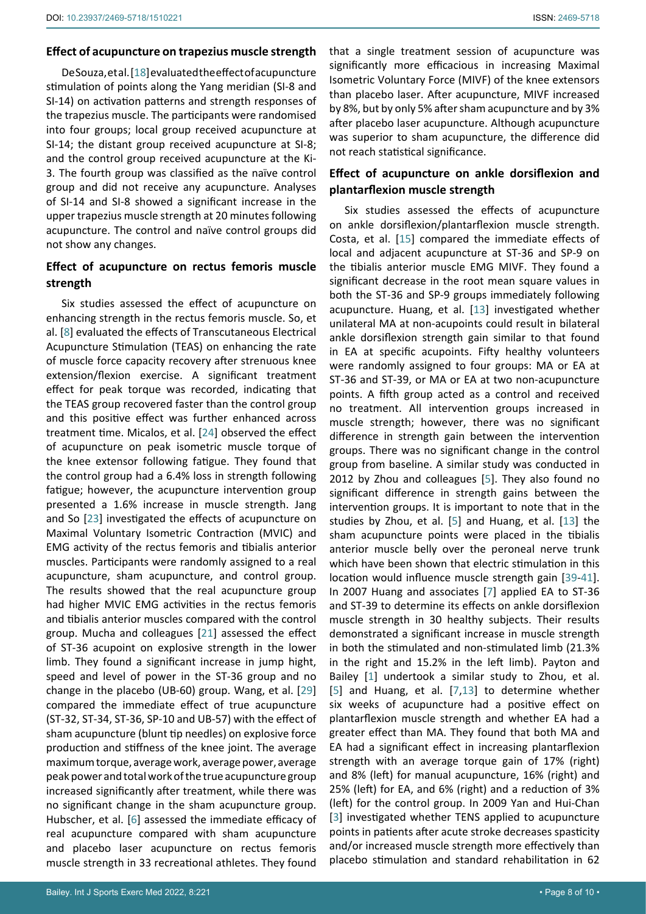## Effect of acupuncture on trapezius muscle strength

DeSouza, et al. [18] evaluated the effect of acupuncture stimulation of points along the Yang meridian (SI-8 and SI-14) on activation patterns and strength responses of the trapezius muscle. The participants were randomised into four groups; local group received acupuncture at SI-14; the distant group received acupuncture at SI-8; and the control group received acupuncture at the Ki-3. The fourth group was classified as the naïve control group and did not receive any acupuncture. Analyses of SI-14 and SI-8 showed a significant increase in the upper trapezius muscle strength at 20 minutes following acupuncture. The control and naïve control groups did not show any changes.

## Effect of acupuncture on rectus femoris muscle strength

Six studies assessed the effect of acupuncture on enhancing strength in the rectus femoris muscle. So, et al. [8] evaluated the effects of Transcutaneous Electrical Acupuncture Stimulation (TEAS) on enhancing the rate of muscle force capacity recovery after strenuous knee extension/flexion exercise. A significant treatment effect for peak torque was recorded, indicating that the TEAS group recovered faster than the control group and this positive effect was further enhanced across treatment time. Micalos, et al. [24] observed the effect of acupuncture on peak isometric muscle torque of the knee extensor following fatigue. They found that the control group had a 6.4% loss in strength following fatigue; however, the acupuncture intervention group presented a 1.6% increase in muscle strength. Jang and So [23] investigated the effects of acupuncture on Maximal Voluntary Isometric Contraction (MVIC) and EMG activity of the rectus femoris and tibialis anterior muscles. Participants were randomly assigned to a real acupuncture, sham acupuncture, and control group. The results showed that the real acupuncture group had higher MVIC EMG activities in the rectus femoris and tibialis anterior muscles compared with the control group. Mucha and colleagues [21] assessed the effect of ST-36 acupoint on explosive strength in the lower limb. They found a significant increase in jump hight, speed and level of power in the ST-36 group and no change in the placebo (UB-60) group. Wang, et al. [29] compared the immediate effect of true acupuncture (ST-32, ST-34, ST-36, SP-10 and UB-57) with the effect of sham acupuncture (blunt tip needles) on explosive force production and stiffness of the knee joint. The average maximum torque, average work, average power, average peak power and total work of the true acupuncture group increased significantly after treatment, while there was no significant change in the sham acupuncture group. Hubscher, et al. [6] assessed the immediate efficacy of real acupuncture compared with sham acupuncture and placebo laser acupuncture on rectus femoris muscle strength in 33 recreational athletes. They found that a single treatment session of acupuncture was significantly more efficacious in increasing Maximal Isometric Voluntary Force (MIVF) of the knee extensors than placebo laser. After acupuncture, MIVF increased by 8%, but by only 5% after sham acupuncture and by 3% after placebo laser acupuncture. Although acupuncture was superior to sham acupuncture, the difference did not reach statistical significance.

## Effect of acupuncture on ankle dorsiflexion and plantarflexion muscle strength

Six studies assessed the effects of acupuncture on ankle dorsiflexion/plantarflexion muscle strength. Costa, et al. [15] compared the immediate effects of local and adjacent acupuncture at ST-36 and SP-9 on the tibialis anterior muscle EMG MIVF. They found a significant decrease in the root mean square values in both the ST-36 and SP-9 groups immediately following acupuncture. Huang, et al. [13] investigated whether unilateral MA at non-acupoints could result in bilateral ankle dorsiflexion strength gain similar to that found in EA at specific acupoints. Fifty healthy volunteers were randomly assigned to four groups: MA or EA at ST-36 and ST-39, or MA or EA at two non-acupuncture points. A fifth group acted as a control and received no treatment. All intervention groups increased in muscle strength; however, there was no significant difference in strength gain between the intervention groups. There was no significant change in the control group from baseline. A similar study was conducted in 2012 by Zhou and colleagues [5]. They also found no significant difference in strength gains between the intervention groups. It is important to note that in the studies by Zhou, et al. [5] and Huang, et al. [13] the sham acupuncture points were placed in the tibialis anterior muscle belly over the peroneal nerve trunk which have been shown that electric stimulation in this location would influence muscle strength gain [39-41]. In 2007 Huang and associates [7] applied EA to ST-36 and ST-39 to determine its effects on ankle dorsiflexion muscle strength in 30 healthy subjects. Their results demonstrated a significant increase in muscle strength in both the stimulated and non-stimulated limb (21.3% in the right and 15.2% in the left limb). Payton and Bailey [1] undertook a similar study to Zhou, et al. [5] and Huang, et al. [7,13] to determine whether six weeks of acupuncture had a positive effect on plantarflexion muscle strength and whether EA had a greater effect than MA. They found that both MA and EA had a significant effect in increasing plantarflexion strength with an average torque gain of 17% (right) and 8% (left) for manual acupuncture, 16% (right) and 25% (left) for EA, and 6% (right) and a reduction of 3% (left) for the control group. In 2009 Yan and Hui-Chan [3] investigated whether TENS applied to acupuncture points in patients after acute stroke decreases spasticity and/or increased muscle strength more effectively than placebo stimulation and standard rehabilitation in 62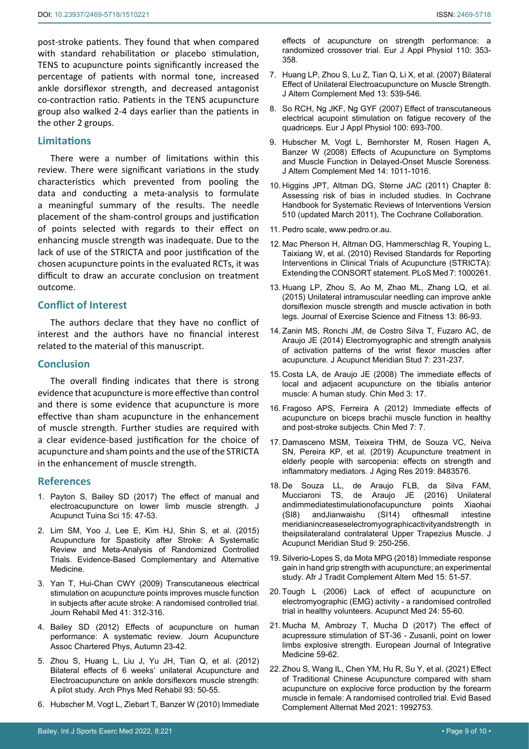post-stroke patients. They found that when compared with standard rehabilitation or placebo stimulation, TENS to acupuncture points significantly increased the percentage of patients with normal tone, increased ankle dorsiflexor strength, and decreased antagonist co-contraction ratio. Patients in the TENS acupuncture group also walked 2-4 days earlier than the patients in the other 2 groups.

## Limitations

There were a number of limitations within this review. There were significant variations in the study characteristics which prevented from pooling the data and conducting a meta-analysis to formulate a meaningful summary of the results. The needle placement of the sham-control groups and justification of points selected with regards to their effect on enhancing muscle strength was inadequate. Due to the lack of use of the STRICTA and poor justification of the chosen acupuncture points in the evaluated RCTs, it was difficult to draw an accurate conclusion on treatment outcome.

## Conflict of Interest

The authors declare that they have no conflict of interest and the authors have no financial interest related to the material of this manuscript.

## Conclusion

The overall finding indicates that there is strong evidence that acupuncture is more effective than control and there is some evidence that acupuncture is more effective than sham acupuncture in the enhancement of muscle strength. Further studies are required with a clear evidence-based justification for the choice of acupuncture and sham points and the use of the STRICTA in the enhancement of muscle strength.

## References

1. Payton S, Bailey SD (2017) The effect of manual and electroacupuncture on lower limb muscle strength. J Acupunct Tuina Sci 15: 47-53.
2. Lim SM, Yoo J, Lee E, Kim HJ, Shin S, et al. (2015) Acupuncture for Spasticity after Stroke: A Systematic Review and Meta-Analysis of Randomized Controlled Trials. Evidence-Based Complementary and Alternative Medicine.
3. Yan T, Hui-Chan CWY (2009) Transcutaneous electrical stimulation on acupuncture points improves muscle function in subjects after acute stroke: A randomised controlled trial. Journ Rehabil Med 41: 312-316.
4. Bailey SD (2012) Effects of acupuncture on human performance: A systematic review. Journ Acupuncture Assoc Chartered Phys, Autumn 23-42.
5. Zhou S, Huang L, Liu J, Yu JH, Tian Q, et al. (2012) Bilateral effects of 6 weeks' unilateral Acupuncture and Electroacupuncture on ankle dorsiflexors muscle strength: A pilot study. Arch Phys Med Rehabil 93: 50-55.
6. Hubscher M, Vogt L, Ziebart T, Banzer W (2010) Immediate effects of acupuncture on strength performance: a randomized crossover trial. Eur J Appl Physiol 110: 353-358.
7. Huang LP, Zhou S, Lu Z, Tian Q, Li X, et al. (2007) Bilateral Effect of Unilateral Electroacupuncture on Muscle Strength. J Altern Complement Med 13: 539-546.
8. So RCH, Ng JKF, Ng GYF (2007) Effect of transcutaneous electrical acupoint stimulation on fatigue recovery of the quadriceps. Eur J Appl Physiol 100: 693-700.
9. Hubscher M, Vogt L, Bernhorster M, Rosen Hagen A, Banzer W (2008) Effects of Acupuncture on Symptoms and Muscle Function in Delayed-Onset Muscle Soreness. J Altern Complement Med 14: 1011-1016.
10. Higgins JPT, Altman DG, Sterne JAC (2011) Chapter 8: Assessing risk of bias in included studies. In Cochrane Handbook for Systematic Reviews of Interventions Version 510 (updated March 2011), The Cochrane Collaboration.
11. Pedro scale, www.pedro.or.au.
12. Mac Pherson H, Altman DG, Hammerschlag R, Youping L, Taixiang W, et al. (2010) Revised Standards for Reporting Interventions in Clinical Trials of Acupuncture (STRICTA): Extending the CONSORT statement. PLoS Med 7: 1000261.
13. Huang LP, Zhou S, Ao M, Zhao ML, Zhang LQ, et al. (2015) Unilateral intramuscular needling can improve ankle dorsiflexion muscle strength and muscle activation in both legs. Journal of Exercise Science and Fitness 13: 86-93.
14. Zanin MS, Ronchi JM, de Costro Silva T, Fuzaro AC, de Araujo JE (2014) Electromyographic and strength analysis of activation patterns of the wrist flexor muscles after acupuncture. J Acupunct Meridian Stud 7: 231-237.
15. Costa LA, de Araujo JE (2008) The immediate effects of local and adjacent acupuncture on the tibialis anterior muscle: A human study. Chin Med 3: 17.
16. Fragoso APS, Ferreira A (2012) Immediate effects of acupuncture on biceps brachii muscle function in healthy and post-stroke subjects. Chin Med 7: 7.
17. Damasceno MSM, Teixeira THM, de Souza VC, Neiva SN, Pereira KP, et al. (2019) Acupuncture treatment in elderly people with sarcopenia: effects on strength and inflammatory mediators. J Aging Res 2019: 8483576.
18. De Souza LL, de Araujo FLB, da Silva FAM, Mucciaroni TS, de Araujo JE (2016) Unilateral andimmediatestimulationofacupuncture points Xiaohai (SI8) andJianwaishu (SI14) ofthesmall intestine meridianincreaseselectromyographicactivityandstrength in theipsilateraland contralateral Upper Trapezius Muscle. J Acupunct Meridian Stud 9: 250-256.
19. Silverio-Lopes S, da Mota MPG (2018) Immediate response gain in hand grip strength with acupuncture; an experimental study. Afr J Tradit Complement Altern Med 15: 51-57.
20. Tough L (2006) Lack of effect of acupuncture on electromyographic (EMG) activity - a randomised controlled trial in healthy volunteers. Acupunct Med 24: 55-60.
21. Mucha M, Ambrozy T, Mucha D (2017) The effect of acupressure stimulation of ST-36 - Zusanli, point on lower limbs explosive strength. European Journal of Integrative Medicine 59-62.
22. Zhou S, Wang IL, Chen YM, Hu R, Su Y, et al. (2021) Effect of Traditional Chinese Acupuncture compared with sham acupuncture on explocive force production by the forearm muscle in female: A randomised controlled trial. Evid Based Complement Alternat Med 2021: 1992753.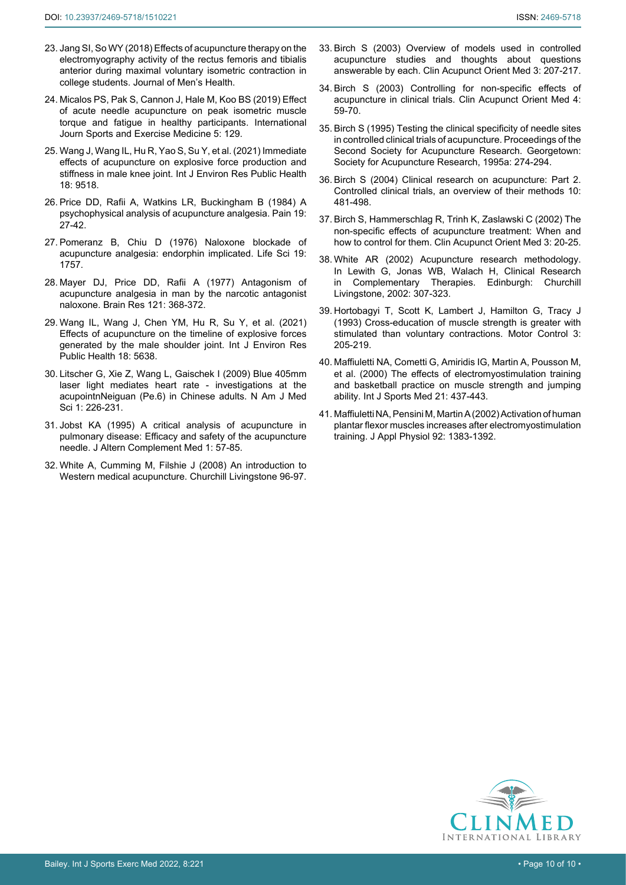23. Jang SI, So WY (2018) Effects of acupuncture therapy on the electromyography activity of the rectus femoris and tibialis anterior during maximal voluntary isometric contraction in college students. Journal of Men's Health.

24. Micalos PS, Pak S, Cannon J, Hale M, Koo BS (2019) Effect of acute needle acupuncture on peak isometric muscle torque and fatigue in healthy participants. International Journ Sports and Exercise Medicine 5: 129.

25. Wang J, Wang IL, Hu R, Yao S, Su Y, et al. (2021) Immediate effects of acupuncture on explosive force production and stiffness in male knee joint. Int J Environ Res Public Health 18: 9518.

26. Price DD, Rafii A, Watkins LR, Buckingham B (1984) A psychophysical analysis of acupuncture analgesia. Pain 19: 27-42.

27. Pomeranz B, Chiu D (1976) Naloxone blockade of acupuncture analgesia: endorphin implicated. Life Sci 19: 1757.

28. Mayer DJ, Price DD, Rafii A (1977) Antagonism of acupuncture analgesia in man by the narcotic antagonist naloxone. Brain Res 121: 368-372.

29. Wang IL, Wang J, Chen YM, Hu R, Su Y, et al. (2021) Effects of acupuncture on the timeline of explosive forces generated by the male shoulder joint. Int J Environ Res Public Health 18: 5638.

30. Litscher G, Xie Z, Wang L, Gaischek I (2009) Blue 405mm laser light mediates heart rate - investigations at the acupointnNeiguan (Pe.6) in Chinese adults. N Am J Med Sci 1: 226-231.

31. Jobst KA (1995) A critical analysis of acupuncture in pulmonary disease: Efficacy and safety of the acupuncture needle. J Altern Complement Med 1: 57-85.

32. White A, Cumming M, Filshie J (2008) An introduction to Western medical acupuncture. Churchill Livingstone 96-97.

33. Birch S (2003) Overview of models used in controlled acupuncture studies and thoughts about questions answerable by each. Clin Acupunct Orient Med 3: 207-217.

34. Birch S (2003) Controlling for non-specific effects of acupuncture in clinical trials. Clin Acupunct Orient Med 4: 59-70.

35. Birch S (1995) Testing the clinical specificity of needle sites in controlled clinical trials of acupuncture. Proceedings of the Second Society for Acupuncture Research. Georgetown: Society for Acupuncture Research, 1995a: 274-294.

36. Birch S (2004) Clinical research on acupuncture: Part 2. Controlled clinical trials, an overview of their methods 10: 481-498.

37. Birch S, Hammerschlag R, Trinh K, Zaslawski C (2002) The non-specific effects of acupuncture treatment: When and how to control for them. Clin Acupunct Orient Med 3: 20-25.

38. White AR (2002) Acupuncture research methodology. In Lewith G, Jonas WB, Walach H, Clinical Research in Complementary Therapies. Edinburgh: Churchill Livingstone, 2002: 307-323.

39. Hortobagyi T, Scott K, Lambert J, Hamilton G, Tracy J (1993) Cross-education of muscle strength is greater with stimulated than voluntary contractions. Motor Control 3: 205-219.

40. Maffiuletti NA, Cometti G, Amiridis IG, Martin A, Pousson M, et al. (2000) The effects of electromyostimulation training and basketball practice on muscle strength and jumping ability. Int J Sports Med 21: 437-443.

41. Maffiuletti NA, Pensini M, Martin A (2002) Activation of human plantar flexor muscles increases after electromyostimulation training. J Appl Physiol 92: 1383-1392.